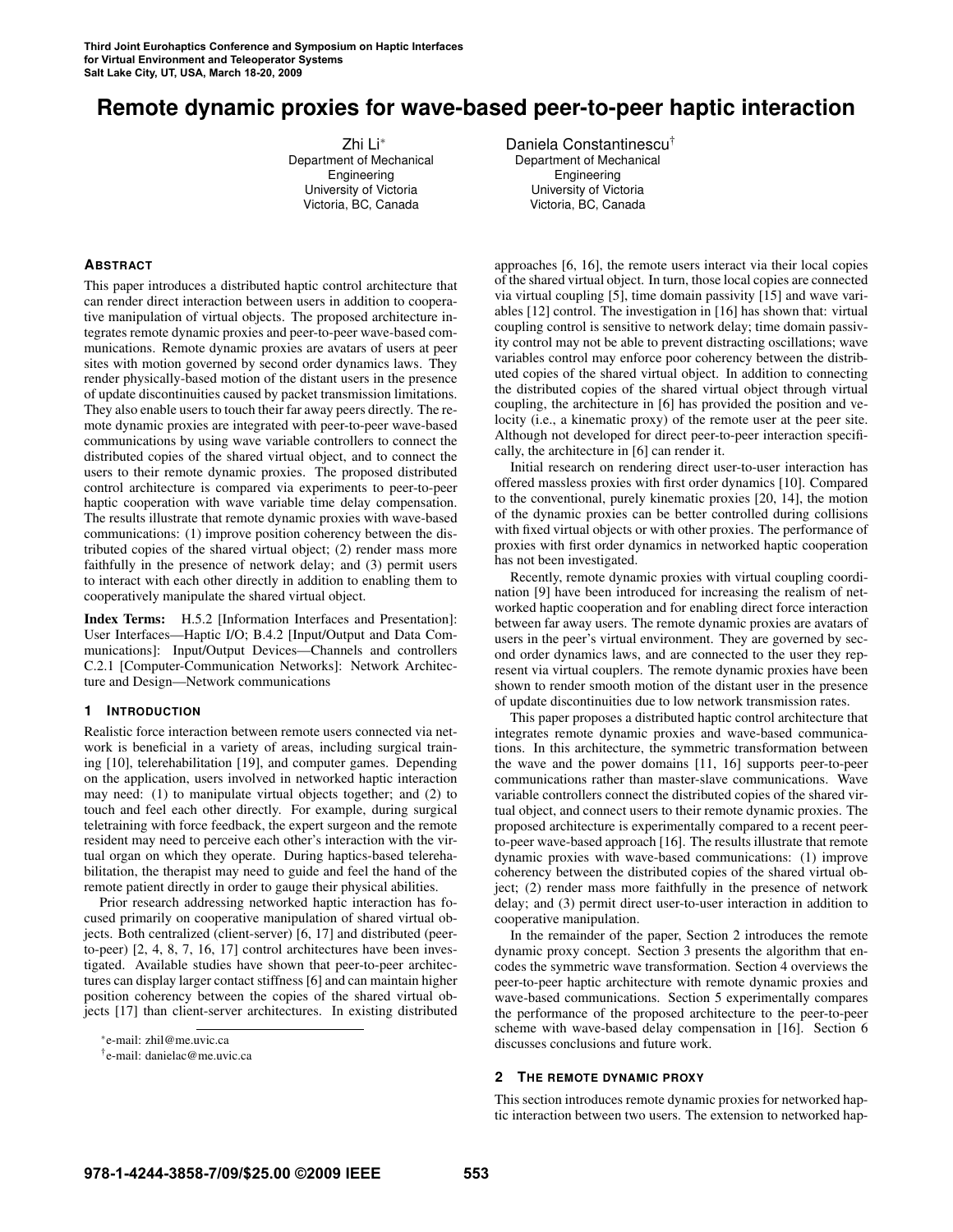# Remote dynamic proxies for wave-based peer-to-peer haptic interaction

Zhi Li*
Department of Mechanical Engineering
University of Victoria
Victoria, BC, Canada

Daniela Constantinescu†
Department of Mechanical Engineering
University of Victoria
Victoria, BC, Canada

## Abstract

This paper introduces a distributed haptic control architecture that can render direct interaction between users in addition to cooperative manipulation of virtual objects. The proposed architecture integrates remote dynamic proxies and peer-to-peer wave-based communications. Remote dynamic proxies are avatars of users at peer sites with motion governed by second order dynamics laws. They render physically-based motion of the distant users in the presence of update discontinuities caused by packet transmission limitations. They also enable users to touch their far away peers directly. The remote dynamic proxies are integrated with peer-to-peer wave-based communications by using wave variable controllers to connect the distributed copies of the shared virtual object, and to connect the users to their remote dynamic proxies. The proposed distributed control architecture is compared via experiments to peer-to-peer haptic cooperation with wave variable time delay compensation. The results illustrate that remote dynamic proxies with wave-based communications: (1) improve position coherency between the distributed copies of the shared virtual object; (2) render mass more faithfully in the presence of network delay; and (3) permit users to interact with each other directly in addition to enabling them to cooperatively manipulate the shared virtual object.

**Index Terms:** H.5.2 [Information Interfaces and Presentation]: User Interfaces—Haptic I/O; B.4.2 [Input/Output and Data Communications]: Input/Output Devices—Channels and controllers C.2.1 [Computer-Communication Networks]: Network Architecture and Design—Network communications

## 1 Introduction

Realistic force interaction between remote users connected via network is beneficial in a variety of areas, including surgical training [10], telerehabilitation [19], and computer games. Depending on the application, users involved in networked haptic interaction may need: (1) to manipulate virtual objects together; and (2) to touch and feel each other directly. For example, during surgical teletraining with force feedback, the expert surgeon and the remote resident may need to perceive each other's interaction with the virtual organ on which they operate. During haptics-based telerehabilitation, the therapist may need to guide and feel the hand of the remote patient directly in order to gauge their physical abilities.

Prior research addressing networked haptic interaction has focused primarily on cooperative manipulation of shared virtual objects. Both centralized (client-server) [6, 17] and distributed (peer-to-peer) [2, 4, 8, 7, 16, 17] control architectures have been investigated. Available studies have shown that peer-to-peer architectures can display larger contact stiffness [6] and can maintain higher position coherency between the copies of the shared virtual objects [17] than client-server architectures. In existing distributed approaches [6, 16], the remote users interact via their local copies of the shared virtual object. In turn, those local copies are connected via virtual coupling [5], time domain passivity [15] and wave variables [12] control. The investigation in [16] has shown that: virtual coupling control is sensitive to network delay; time domain passivity control may not be able to prevent distracting oscillations; wave variables control may enforce poor coherency between the distributed copies of the shared virtual object. In addition to connecting the distributed copies of the shared virtual object through virtual coupling, the architecture in [6] has provided the position and velocity (i.e., a kinematic proxy) of the remote user at the peer site. Although not developed for direct peer-to-peer interaction specifically, the architecture in [6] can render it.

Initial research on rendering direct user-to-user interaction has offered massless proxies with first order dynamics [10]. Compared to the conventional, purely kinematic proxies [20, 14], the motion of the dynamic proxies can be better controlled during collisions with fixed virtual objects or with other proxies. The performance of proxies with first order dynamics in networked haptic cooperation has not been investigated.

Recently, remote dynamic proxies with virtual coupling coordination [9] have been introduced for increasing the realism of networked haptic cooperation and for enabling direct force interaction between far away users. The remote dynamic proxies are avatars of users in the peer's virtual environment. They are governed by second order dynamics laws, and are connected to the user they represent via virtual couplers. The remote dynamic proxies have been shown to render smooth motion of the distant user in the presence of update discontinuities due to low network transmission rates.

This paper proposes a distributed haptic control architecture that integrates remote dynamic proxies and wave-based communications. In this architecture, the symmetric transformation between the wave and the power domains [11, 16] supports peer-to-peer communications rather than master-slave communications. Wave variable controllers connect the distributed copies of the shared virtual object, and connect users to their remote dynamic proxies. The proposed architecture is experimentally compared to a recent peer-to-peer wave-based approach [16]. The results illustrate that remote dynamic proxies with wave-based communications: (1) improve coherency between the distributed copies of the shared virtual object; (2) render mass more faithfully in the presence of network delay; and (3) permit direct user-to-user interaction in addition to cooperative manipulation.

In the remainder of the paper, Section 2 introduces the remote dynamic proxy concept. Section 3 presents the algorithm that encodes the symmetric wave transformation. Section 4 overviews the peer-to-peer haptic architecture with remote dynamic proxies and wave-based communications. Section 5 experimentally compares the performance of the proposed architecture to the peer-to-peer scheme with wave-based delay compensation in [16]. Section 6 discusses conclusions and future work.

## 2 The remote dynamic proxy

This section introduces remote dynamic proxies for networked haptic interaction between two users. The extension to networked hap-

*e-mail: zhil@me.uvic.ca

†e-mail: danielac@me.uvic.ca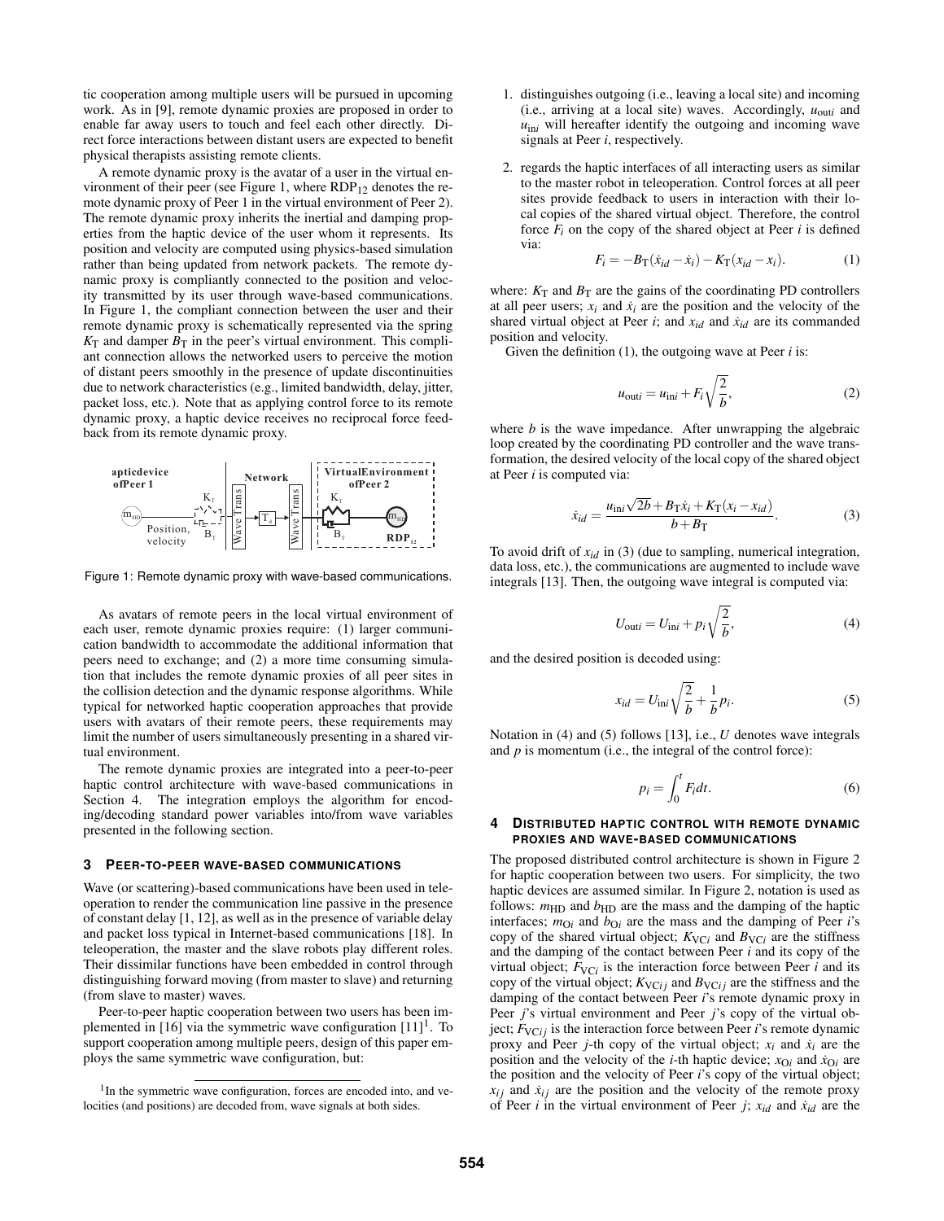tic cooperation among multiple users will be pursued in upcoming work. As in [9], remote dynamic proxies are proposed in order to enable far away users to touch and feel each other directly. Direct force interactions between distant users are expected to benefit physical therapists assisting remote clients.

A remote dynamic proxy is the avatar of a user in the virtual environment of their peer (see Figure 1, where $\text{RDP}_{12}$ denotes the remote dynamic proxy of Peer 1 in the virtual environment of Peer 2). The remote dynamic proxy inherits the inertial and damping properties from the haptic device of the user whom it represents. Its position and velocity are computed using physics-based simulation rather than being updated from network packets. The remote dynamic proxy is compliantly connected to the position and velocity transmitted by its user through wave-based communications. In Figure 1, the compliant connection between the user and their remote dynamic proxy is schematically represented via the spring $K_\text{T}$ and damper $B_\text{T}$ in the peer's virtual environment. This compliant connection allows the networked users to perceive the motion of distant peers smoothly in the presence of update discontinuities due to network characteristics (e.g., limited bandwidth, delay, jitter, packet loss, etc.). Note that as applying control force to its remote dynamic proxy, a haptic device receives no reciprocal force feedback from its remote dynamic proxy.

Figure 1: Remote dynamic proxy with wave-based communications.

As avatars of remote peers in the local virtual environment of each user, remote dynamic proxies require: (1) larger communication bandwidth to accommodate the additional information that peers need to exchange; and (2) a more time consuming simulation that includes the remote dynamic proxies of all peer sites in the collision detection and the dynamic response algorithms. While typical for networked haptic cooperation approaches that provide users with avatars of their remote peers, these requirements may limit the number of users simultaneously presenting in a shared virtual environment.

The remote dynamic proxies are integrated into a peer-to-peer haptic control architecture with wave-based communications in Section 4. The integration employs the algorithm for encoding/decoding standard power variables into/from wave variables presented in the following section.

## 3 Peer-to-peer wave-based communications

Wave (or scattering)-based communications have been used in teleoperation to render the communication line passive in the presence of constant delay [1, 12], as well as in the presence of variable delay and packet loss typical in Internet-based communications [18]. In teleoperation, the master and the slave robots play different roles. Their dissimilar functions have been embedded in control through distinguishing forward moving (from master to slave) and returning (from slave to master) waves.

Peer-to-peer haptic cooperation between two users has been implemented in [16] via the symmetric wave configuration [11][1]. To support cooperation among multiple peers, design of this paper employs the same symmetric wave configuration, but:

1. distinguishes outgoing (i.e., leaving a local site) and incoming (i.e., arriving at a local site) waves. Accordingly, $u_{\text{out}i}$ and $u_{\text{in}i}$ will hereafter identify the outgoing and incoming wave signals at Peer $i$, respectively.
2. regards the haptic interfaces of all interacting users as similar to the master robot in teleoperation. Control forces at all peer sites provide feedback to users in interaction with their local copies of the shared virtual object. Therefore, the control force $F_i$ on the copy of the shared object at Peer $i$ is defined via:

$$F_i = -B_\text{T}(\dot{x}_{id} - \dot{x}_i) - K_\text{T}(x_{id} - x_i). \tag{1}$$

where: $K_\text{T}$ and $B_\text{T}$ are the gains of the coordinating PD controllers at all peer users; $x_i$ and $\dot{x}_i$ are the position and the velocity of the shared virtual object at Peer $i$; and $x_{id}$ and $\dot{x}_{id}$ are its commanded position and velocity.

Given the definition (1), the outgoing wave at Peer $i$ is:

$$u_{\text{out}i} = u_{\text{in}i} + F_i\sqrt{\frac{2}{b}}, \tag{2}$$

where $b$ is the wave impedance. After unwrapping the algebraic loop created by the coordinating PD controller and the wave transformation, the desired velocity of the local copy of the shared object at Peer $i$ is computed via:

$$\dot{x}_{id} = \frac{u_{\text{in}i}\sqrt{2b} + B_\text{T}\dot{x}_i + K_\text{T}(x_i - x_{id})}{b + B_\text{T}}. \tag{3}$$

To avoid drift of $x_{id}$ in (3) (due to sampling, numerical integration, data loss, etc.), the communications are augmented to include wave integrals [13]. Then, the outgoing wave integral is computed via:

$$U_{\text{out}i} = U_{\text{in}i} + p_i\sqrt{\frac{2}{b}}, \tag{4}$$

and the desired position is decoded using:

$$x_{id} = U_{\text{in}i}\sqrt{\frac{2}{b}} + \frac{1}{b}p_i. \tag{5}$$

Notation in (4) and (5) follows [13], i.e., $U$ denotes wave integrals and $p$ is momentum (i.e., the integral of the control force):

$$p_i = \int_0^t F_i dt. \tag{6}$$

## 4 Distributed haptic control with remote dynamic proxies and wave-based communications

The proposed distributed control architecture is shown in Figure 2 for haptic cooperation between two users. For simplicity, the two haptic devices are assumed similar. In Figure 2, notation is used as follows: $m_\text{HD}$ and $b_\text{HD}$ are the mass and the damping of the haptic interfaces; $m_{\text{O}i}$ and $b_{\text{O}i}$ are the mass and the damping of Peer $i$'s copy of the shared virtual object; $K_{\text{VC}i}$ and $B_{\text{VC}i}$ are the stiffness and the damping of the contact between Peer $i$ and its copy of the virtual object; $F_{\text{VC}i}$ is the interaction force between Peer $i$ and its copy of the virtual object; $K_{\text{VC}ij}$ and $B_{\text{VC}ij}$ are the stiffness and the damping of the contact between Peer $i$'s remote dynamic proxy in Peer $j$'s virtual environment and Peer $j$'s copy of the virtual object; $F_{\text{VC}ij}$ is the interaction force between Peer $i$'s remote dynamic proxy and Peer $j$-th copy of the virtual object; $x_i$ and $\dot{x}_i$ are the position and the velocity of the $i$-th haptic device; $x_{\text{O}i}$ and $\dot{x}_{\text{O}i}$ are the position and the velocity of Peer $i$'s copy of the virtual object; $x_{ij}$ and $\dot{x}_{ij}$ are the position and the velocity of the remote proxy of Peer $i$ in the virtual environment of Peer $j$; $x_{id}$ and $\dot{x}_{id}$ are the

[1] In the symmetric wave configuration, forces are encoded into, and velocities (and positions) are decoded from, wave signals at both sides.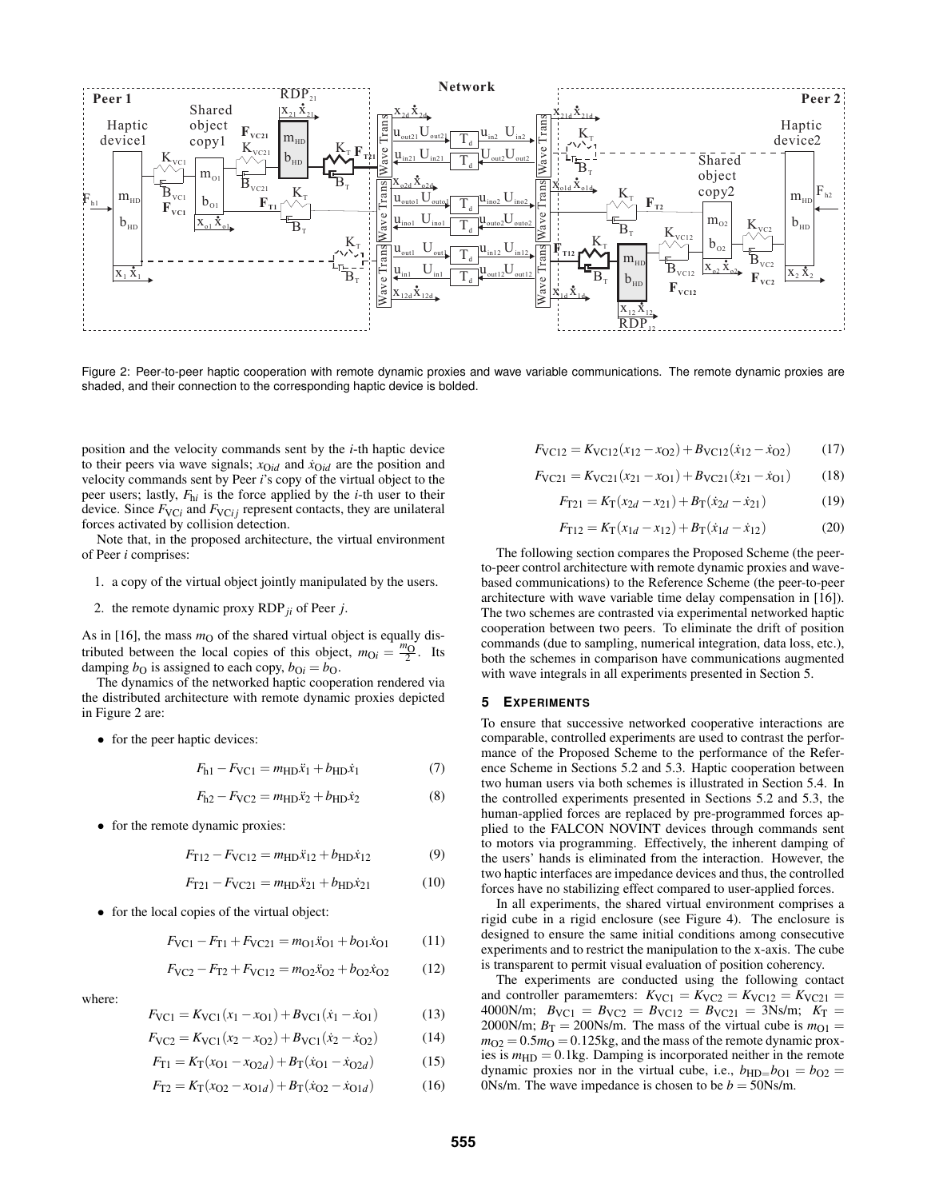Figure 2: Peer-to-peer haptic cooperation with remote dynamic proxies and wave variable communications. The remote dynamic proxies are shaded, and their connection to the corresponding haptic device is bolded.

position and the velocity commands sent by the $i$-th haptic device to their peers via wave signals; $x_{Oid}$ and $\dot{x}_{Oid}$ are the position and velocity commands sent by Peer $i$'s copy of the virtual object to the peer users; lastly, $F_{hi}$ is the force applied by the $i$-th user to their device. Since $F_{VCi}$ and $F_{VCij}$ represent contacts, they are unilateral forces activated by collision detection.

Note that, in the proposed architecture, the virtual environment of Peer $i$ comprises:

1. a copy of the virtual object jointly manipulated by the users.
2. the remote dynamic proxy $\mathrm{RDP}_{ji}$ of Peer $j$.

As in [16], the mass $m_O$ of the shared virtual object is equally distributed between the local copies of this object, $m_{Oi} = \frac{m_O}{2}$. Its damping $b_O$ is assigned to each copy, $b_{Oi} = b_O$.

The dynamics of the networked haptic cooperation rendered via the distributed architecture with remote dynamic proxies depicted in Figure 2 are:

- for the peer haptic devices:

$$F_{h1} - F_{VC1} = m_{HD}\ddot{x}_1 + b_{HD}\dot{x}_1 \tag{7}$$

$$F_{h2} - F_{VC2} = m_{HD}\ddot{x}_2 + b_{HD}\dot{x}_2 \tag{8}$$

- for the remote dynamic proxies:

$$F_{T12} - F_{VC12} = m_{HD}\ddot{x}_{12} + b_{HD}\dot{x}_{12} \tag{9}$$

$$F_{T21} - F_{VC21} = m_{HD}\ddot{x}_{21} + b_{HD}\dot{x}_{21} \tag{10}$$

- for the local copies of the virtual object:

$$F_{VC1} - F_{T1} + F_{VC21} = m_{O1}\ddot{x}_{O1} + b_{O1}\dot{x}_{O1} \tag{11}$$

$$F_{VC2} - F_{T2} + F_{VC12} = m_{O2}\ddot{x}_{O2} + b_{O2}\dot{x}_{O2} \tag{12}$$

where:

$$F_{VC1} = K_{VC1}(x_1 - x_{O1}) + B_{VC1}(\dot{x}_1 - \dot{x}_{O1}) \tag{13}$$

$$F_{VC2} = K_{VC1}(x_2 - x_{O2}) + B_{VC1}(\dot{x}_2 - \dot{x}_{O2}) \tag{14}$$

$$F_{T1} = K_T(x_{O1} - x_{O2d}) + B_T(\dot{x}_{O1} - \dot{x}_{O2d}) \tag{15}$$

$$F_{T2} = K_T(x_{O2} - x_{O1d}) + B_T(\dot{x}_{O2} - \dot{x}_{O1d}) \tag{16}$$

$$F_{VC12} = K_{VC12}(x_{12} - x_{O2}) + B_{VC12}(\dot{x}_{12} - \dot{x}_{O2}) \tag{17}$$

$$F_{VC21} = K_{VC21}(x_{21} - x_{O1}) + B_{VC21}(\dot{x}_{21} - \dot{x}_{O1}) \tag{18}$$

$$F_{T21} = K_T(x_{2d} - x_{21}) + B_T(\dot{x}_{2d} - \dot{x}_{21}) \tag{19}$$

$$F_{T12} = K_T(x_{1d} - x_{12}) + B_T(\dot{x}_{1d} - \dot{x}_{12}) \tag{20}$$

The following section compares the Proposed Scheme (the peer-to-peer control architecture with remote dynamic proxies and wave-based communications) to the Reference Scheme (the peer-to-peer architecture with wave variable time delay compensation in [16]). The two schemes are contrasted via experimental networked haptic cooperation between two peers. To eliminate the drift of position commands (due to sampling, numerical integration, data loss, etc.), both the schemes in comparison have communications augmented with wave integrals in all experiments presented in Section 5.

## 5 Experiments

To ensure that successive networked cooperative interactions are comparable, controlled experiments are used to contrast the performance of the Proposed Scheme to the performance of the Reference Scheme in Sections 5.2 and 5.3. Haptic cooperation between two human users via both schemes is illustrated in Section 5.4. In the controlled experiments presented in Sections 5.2 and 5.3, the human-applied forces are replaced by pre-programmed forces applied to the FALCON NOVINT devices through commands sent to motors via programming. Effectively, the inherent damping of the users' hands is eliminated from the interaction. However, the two haptic interfaces are impedance devices and thus, the controlled forces have no stabilizing effect compared to user-applied forces.

In all experiments, the shared virtual environment comprises a rigid cube in a rigid enclosure (see Figure 4). The enclosure is designed to ensure the same initial conditions among consecutive experiments and to restrict the manipulation to the x-axis. The cube is transparent to permit visual evaluation of position coherency.

The experiments are conducted using the following contact and controller paramemters: $K_{VC1} = K_{VC2} = K_{VC12} = K_{VC21} =$ 4000N/m; $B_{VC1} = B_{VC2} = B_{VC12} = B_{VC21} =$ 3Ns/m; $K_T =$ 2000N/m; $B_T =$ 200Ns/m. The mass of the virtual cube is $m_{O1} = m_{O2} = 0.5m_O = 0.125$kg, and the mass of the remote dynamic proxies is $m_{HD} = 0.1$kg. Damping is incorporated neither in the remote dynamic proxies nor in the virtual cube, i.e., $b_{HD} = b_{O1} = b_{O2} =$ 0Ns/m. The wave impedance is chosen to be $b =$ 50Ns/m.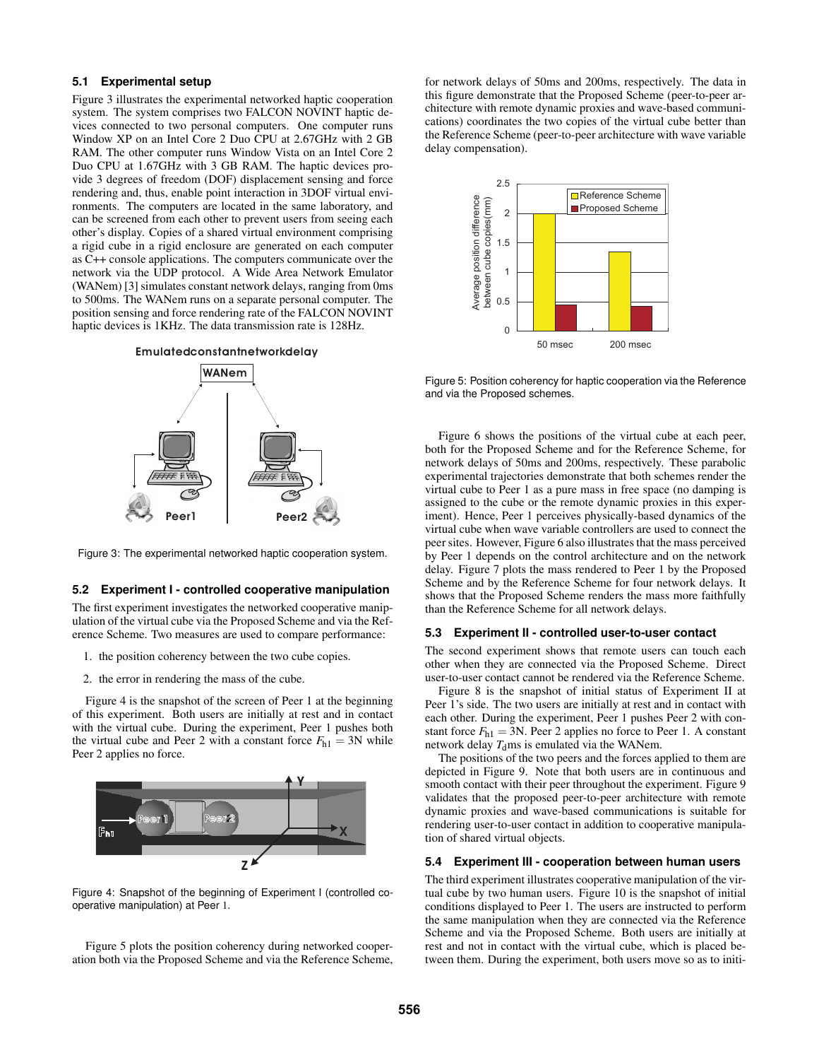### 5.1 Experimental setup

Figure 3 illustrates the experimental networked haptic cooperation system. The system comprises two FALCON NOVINT haptic devices connected to two personal computers. One computer runs Window XP on an Intel Core 2 Duo CPU at 2.67GHz with 2 GB RAM. The other computer runs Window Vista on an Intel Core 2 Duo CPU at 1.67GHz with 3 GB RAM. The haptic devices provide 3 degrees of freedom (DOF) displacement sensing and force rendering and, thus, enable point interaction in 3DOF virtual environments. The computers are located in the same laboratory, and can be screened from each other to prevent users from seeing each other's display. Copies of a shared virtual environment comprising a rigid cube in a rigid enclosure are generated on each computer as C++ console applications. The computers communicate over the network via the UDP protocol. A Wide Area Network Emulator (WANem) [3] simulates constant network delays, ranging from 0ms to 500ms. The WANem runs on a separate personal computer. The position sensing and force rendering rate of the FALCON NOVINT haptic devices is 1KHz. The data transmission rate is 128Hz.

Figure 3: The experimental networked haptic cooperation system.

### 5.2 Experiment I - controlled cooperative manipulation

The first experiment investigates the networked cooperative manipulation of the virtual cube via the Proposed Scheme and via the Reference Scheme. Two measures are used to compare performance:

1. the position coherency between the two cube copies.
2. the error in rendering the mass of the cube.

Figure 4 is the snapshot of the screen of Peer 1 at the beginning of this experiment. Both users are initially at rest and in contact with the virtual cube. During the experiment, Peer 1 pushes both the virtual cube and Peer 2 with a constant force $F_{h1} = 3N$ while Peer 2 applies no force.

Figure 4: Snapshot of the beginning of Experiment I (controlled cooperative manipulation) at Peer 1.

Figure 5 plots the position coherency during networked cooperation both via the Proposed Scheme and via the Reference Scheme, for network delays of 50ms and 200ms, respectively. The data in this figure demonstrate that the Proposed Scheme (peer-to-peer architecture with remote dynamic proxies and wave-based communications) coordinates the two copies of the virtual cube better than the Reference Scheme (peer-to-peer architecture with wave variable delay compensation).

Figure 5: Position coherency for haptic cooperation via the Reference and via the Proposed schemes.

Figure 6 shows the positions of the virtual cube at each peer, both for the Proposed Scheme and for the Reference Scheme, for network delays of 50ms and 200ms, respectively. These parabolic experimental trajectories demonstrate that both schemes render the virtual cube to Peer 1 as a pure mass in free space (no damping is assigned to the cube or the remote dynamic proxies in this experiment). Hence, Peer 1 perceives physically-based dynamics of the virtual cube when wave variable controllers are used to connect the peer sites. However, Figure 6 also illustrates that the mass perceived by Peer 1 depends on the control architecture and on the network delay. Figure 7 plots the mass rendered to Peer 1 by the Proposed Scheme and by the Reference Scheme for four network delays. It shows that the Proposed Scheme renders the mass more faithfully than the Reference Scheme for all network delays.

### 5.3 Experiment II - controlled user-to-user contact

The second experiment shows that remote users can touch each other when they are connected via the Proposed Scheme. Direct user-to-user contact cannot be rendered via the Reference Scheme.

Figure 8 is the snapshot of initial status of Experiment II at Peer 1's side. The two users are initially at rest and in contact with each other. During the experiment, Peer 1 pushes Peer 2 with constant force $F_{h1} = 3N$. Peer 2 applies no force to Peer 1. A constant network delay $T_d$ms is emulated via the WANem.

The positions of the two peers and the forces applied to them are depicted in Figure 9. Note that both users are in continuous and smooth contact with their peer throughout the experiment. Figure 9 validates that the proposed peer-to-peer architecture with remote dynamic proxies and wave-based communications is suitable for rendering user-to-user contact in addition to cooperative manipulation of shared virtual objects.

### 5.4 Experiment III - cooperation between human users

The third experiment illustrates cooperative manipulation of the virtual cube by two human users. Figure 10 is the snapshot of initial conditions displayed to Peer 1. The users are instructed to perform the same manipulation when they are connected via the Reference Scheme and via the Proposed Scheme. Both users are initially at rest and not in contact with the virtual cube, which is placed between them. During the experiment, both users move so as to initi-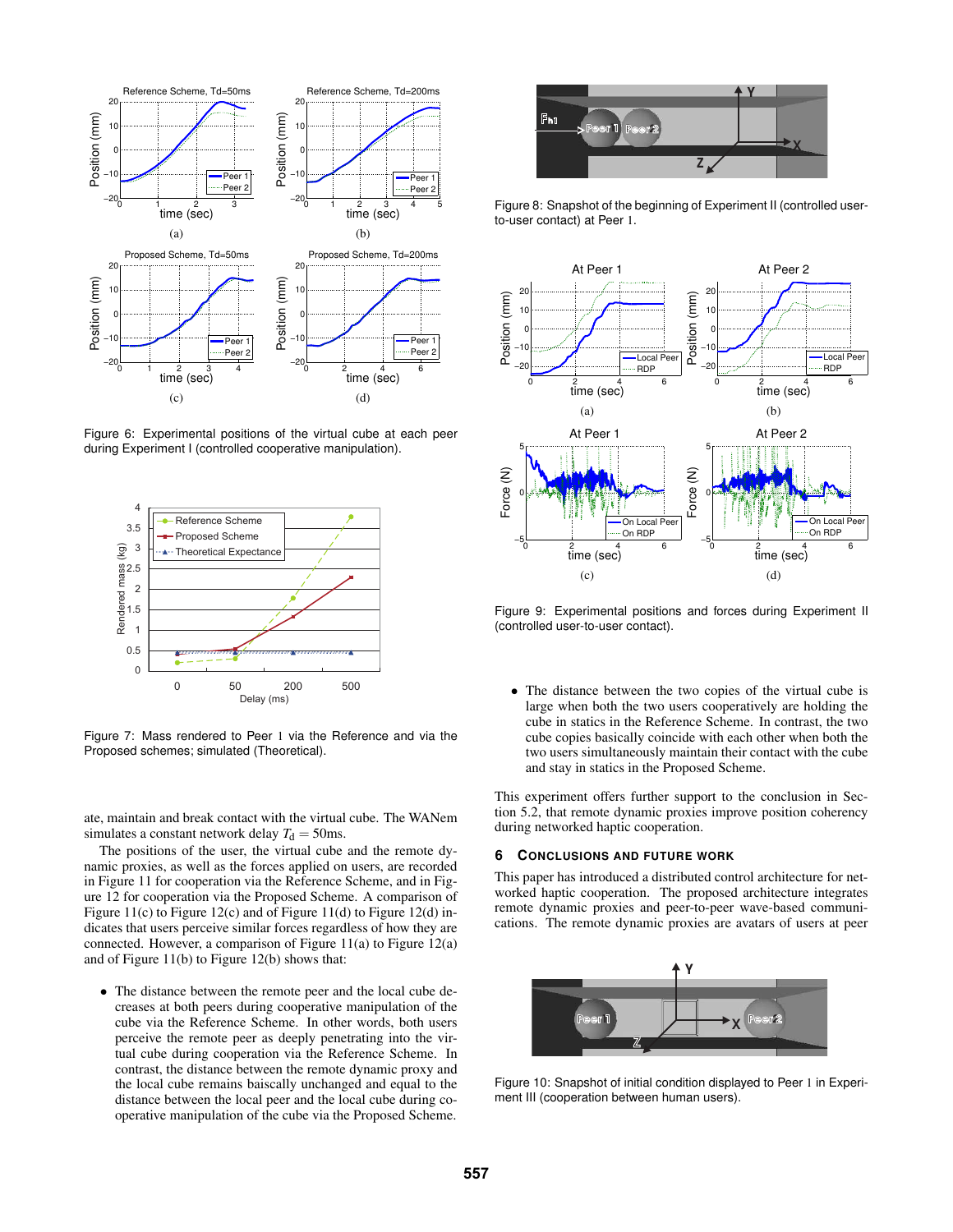Figure 6: Experimental positions of the virtual cube at each peer during Experiment I (controlled cooperative manipulation).

Figure 7: Mass rendered to Peer 1 via the Reference and via the Proposed schemes; simulated (Theoretical).

ate, maintain and break contact with the virtual cube. The WANem simulates a constant network delay $T_d = 50$ms.

The positions of the user, the virtual cube and the remote dynamic proxies, as well as the forces applied on users, are recorded in Figure 11 for cooperation via the Reference Scheme, and in Figure 12 for cooperation via the Proposed Scheme. A comparison of Figure 11(c) to Figure 12(c) and of Figure 11(d) to Figure 12(d) indicates that users perceive similar forces regardless of how they are connected. However, a comparison of Figure 11(a) to Figure 12(a) and of Figure 11(b) to Figure 12(b) shows that:

- The distance between the remote peer and the local cube decreases at both peers during cooperative manipulation of the cube via the Reference Scheme. In other words, both users perceive the remote peer as deeply penetrating into the virtual cube during cooperation via the Reference Scheme. In contrast, the distance between the remote dynamic proxy and the local cube remains baiscally unchanged and equal to the distance between the local peer and the local cube during cooperative manipulation of the cube via the Proposed Scheme.

Figure 8: Snapshot of the beginning of Experiment II (controlled user-to-user contact) at Peer 1.

Figure 9: Experimental positions and forces during Experiment II (controlled user-to-user contact).

- The distance between the two copies of the virtual cube is large when both the two users cooperatively are holding the cube in statics in the Reference Scheme. In contrast, the two cube copies basically coincide with each other when both the two users simultaneously maintain their contact with the cube and stay in statics in the Proposed Scheme.

This experiment offers further support to the conclusion in Section 5.2, that remote dynamic proxies improve position coherency during networked haptic cooperation.

## 6 Conclusions and Future Work

This paper has introduced a distributed control architecture for networked haptic cooperation. The proposed architecture integrates remote dynamic proxies and peer-to-peer wave-based communications. The remote dynamic proxies are avatars of users at peer

Figure 10: Snapshot of initial condition displayed to Peer 1 in Experiment III (cooperation between human users).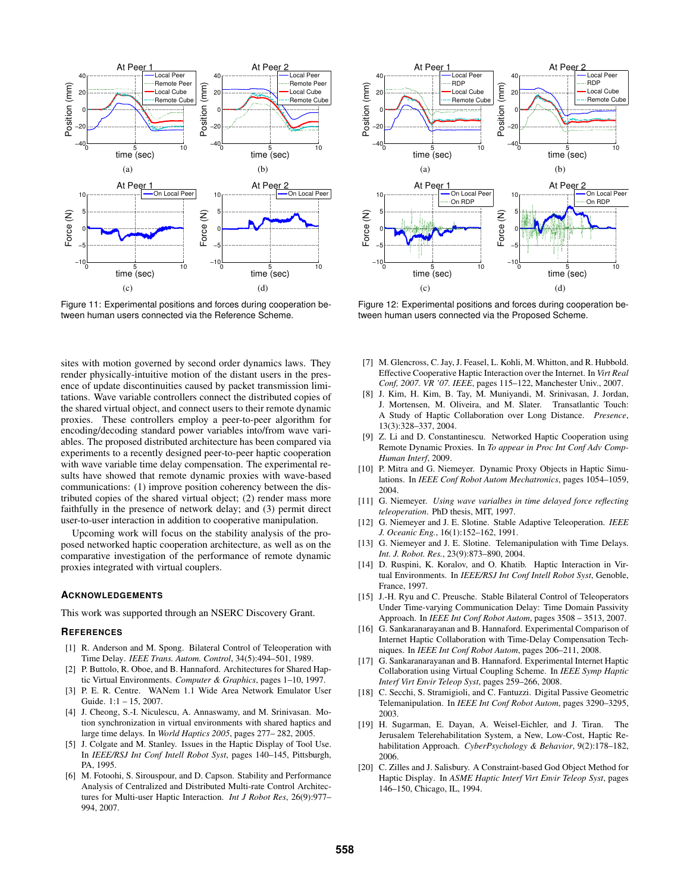At Peer 1

Position (mm)

40
20
0
−20
−40

0 5 10

time (sec)

Local Peer
Remote Peer
Local Cube
Remote Cube

(a)

At Peer 2

Position (mm)

40
20
0
−20
−40

0 5 10

time (sec)

Local Peer
Remote Peer
Local Cube
Remote Cube

(b)

At Peer 1

Force (N)

10
5
0
−5
−10

0 5 10

time (sec)

On Local Peer

(c)

At Peer 2

Force (N)

10
5
0
−5
−10

0 5 10

time (sec)

On Local Peer

(d)

Figure 11: Experimental positions and forces during cooperation between human users connected via the Reference Scheme.

At Peer 1

Position (mm)

40
20
0
−20
−40

0 5 10

time (sec)

Local Peer
RDP
Local Cube
Remote Cube

(a)

At Peer 2

Position (mm)

40
20
0
−20
−40

0 5 10

time (sec)

Local Peer
RDP
Local Cube
Remote Cube

(b)

At Peer 1

Force (N)

10
5
0
−5
−10

0 5 10

time (sec)

On Local Peer
On RDP

(c)

At Peer 2

Force (N)

10
5
0
−5
−10

0 5 10

time (sec)

On Local Peer
On RDP

(d)

Figure 12: Experimental positions and forces during cooperation between human users connected via the Proposed Scheme.

sites with motion governed by second order dynamics laws. They render physically-intuitive motion of the distant users in the presence of update discontinuities caused by packet transmission limitations. Wave variable controllers connect the distributed copies of the shared virtual object, and connect users to their remote dynamic proxies. These controllers employ a peer-to-peer algorithm for encoding/decoding standard power variables into/from wave variables. The proposed distributed architecture has been compared via experiments to a recently designed peer-to-peer haptic cooperation with wave variable time delay compensation. The experimental results have showed that remote dynamic proxies with wave-based communications: (1) improve position coherency between the distributed copies of the shared virtual object; (2) render mass more faithfully in the presence of network delay; and (3) permit direct user-to-user interaction in addition to cooperative manipulation.

Upcoming work will focus on the stability analysis of the proposed networked haptic cooperation architecture, as well as on the comparative investigation of the performance of remote dynamic proxies integrated with virtual couplers.

## Acknowledgements

This work was supported through an NSERC Discovery Grant.

## References

[1] R. Anderson and M. Spong. Bilateral Control of Teleoperation with Time Delay. *IEEE Trans. Autom. Control*, 34(5):494–501, 1989.

[2] P. Buttolo, R. Oboe, and B. Hannaford. Architectures for Shared Haptic Virtual Environments. *Computer & Graphics*, pages 1–10, 1997.

[3] P. E. R. Centre. WANem 1.1 Wide Area Network Emulator User Guide. 1:1 – 15, 2007.

[4] J. Cheong, S.-I. Niculescu, A. Annaswamy, and M. Srinivasan. Motion synchronization in virtual environments with shared haptics and large time delays. In *World Haptics 2005*, pages 277– 282, 2005.

[5] J. Colgate and M. Stanley. Issues in the Haptic Display of Tool Use. In *IEEE/RSJ Int Conf Intell Robot Syst*, pages 140–145, Pittsburgh, PA, 1995.

[6] M. Fotoohi, S. Sirouspour, and D. Capson. Stability and Performance Analysis of Centralized and Distributed Multi-rate Control Architectures for Multi-user Haptic Interaction. *Int J Robot Res*, 26(9):977–994, 2007.

[7] M. Glencross, C. Jay, J. Feasel, L. Kohli, M. Whitton, and R. Hubbold. Effective Cooperative Haptic Interaction over the Internet. In *Virt Real Conf, 2007. VR '07. IEEE*, pages 115–122, Manchester Univ., 2007.

[8] J. Kim, H. Kim, B. Tay, M. Muniyandi, M. Srinivasan, J. Jordan, J. Mortensen, M. Oliveira, and M. Slater. Transatlantic Touch: A Study of Haptic Collaboration over Long Distance. *Presence*, 13(3):328–337, 2004.

[9] Z. Li and D. Constantinescu. Networked Haptic Cooperation using Remote Dynamic Proxies. In *To appear in Proc Int Conf Adv Comp-Human Interf*, 2009.

[10] P. Mitra and G. Niemeyer. Dynamic Proxy Objects in Haptic Simulations. In *IEEE Conf Robot Autom Mechatronics*, pages 1054–1059, 2004.

[11] G. Niemeyer. *Using wave varialbes in time delayed force reflecting teleoperation*. PhD thesis, MIT, 1997.

[12] G. Niemeyer and J. E. Slotine. Stable Adaptive Teleoperation. *IEEE J. Oceanic Eng.*, 16(1):152–162, 1991.

[13] G. Niemeyer and J. E. Slotine. Telemanipulation with Time Delays. *Int. J. Robot. Res.*, 23(9):873–890, 2004.

[14] D. Ruspini, K. Koralov, and O. Khatib. Haptic Interaction in Virtual Environments. In *IEEE/RSJ Int Conf Intell Robot Syst*, Genoble, France, 1997.

[15] J.-H. Ryu and C. Preusche. Stable Bilateral Control of Teleoperators Under Time-varying Communication Delay: Time Domain Passivity Approach. In *IEEE Int Conf Robot Autom*, pages 3508 – 3513, 2007.

[16] G. Sankaranarayanan and B. Hannaford. Experimental Comparison of Internet Haptic Collaboration with Time-Delay Compensation Techniques. In *IEEE Int Conf Robot Autom*, pages 206–211, 2008.

[17] G. Sankaranarayanan and B. Hannaford. Experimental Internet Haptic Collaboration using Virtual Coupling Scheme. In *IEEE Symp Haptic Interf Virt Envir Teleop Syst*, pages 259–266, 2008.

[18] C. Secchi, S. Stramigioli, and C. Fantuzzi. Digital Passive Geometric Telemanipulation. In *IEEE Int Conf Robot Autom*, pages 3290–3295, 2003.

[19] H. Sugarman, E. Dayan, A. Weisel-Eichler, and J. Tiran. The Jerusalem Telerehabilitation System, a New, Low-Cost, Haptic Rehabilitation Approach. *CyberPsychology & Behavior*, 9(2):178–182, 2006.

[20] C. Zilles and J. Salisbury. A Constraint-based God Object Method for Haptic Display. In *ASME Haptic Interf Virt Envir Teleop Syst*, pages 146–150, Chicago, IL, 1994.